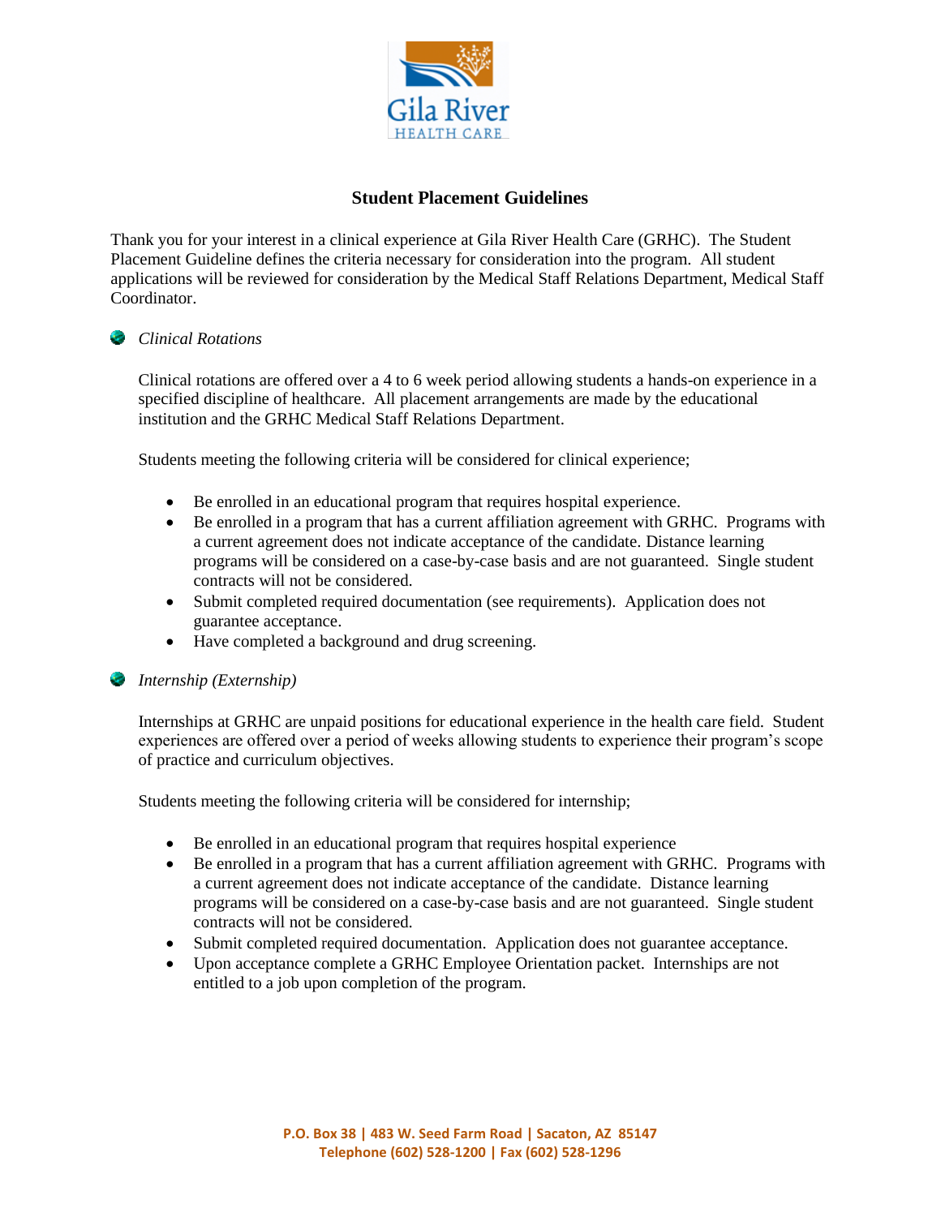# Student Placement Guidelines

Thank you for your interest in a clinical experience at Gila River Health Care (GRHC). The Student Placement Guideline defines the criteria necessary for consideration into the program. All student applications will be reviewed for consideration by the Medical Staff Relations Department, Medical Staff Coordinator.

## *Clinical Rotations*

Clinical rotations are offered over a 4 to 6 week period allowing students a hands-on experience in a specified discipline of healthcare. All placement arrangements are made by the educational institution and the GRHC Medical Staff Relations Department.

Students meeting the following criteria will be considered for clinical experience;

- Be enrolled in an educational program that requires hospital experience.
- Be enrolled in a program that has a current affiliation agreement with GRHC. Programs with a current agreement does not indicate acceptance of the candidate. Distance learning programs will be considered on a case-by-case basis and are not guaranteed. Single student contracts will not be considered.
- Submit completed required documentation (see requirements). Application does not guarantee acceptance.
- Have completed a background and drug screening.

## *Internship (Externship)*

Internships at GRHC are unpaid positions for educational experience in the health care field. Student experiences are offered over a period of weeks allowing students to experience their program's scope of practice and curriculum objectives.

Students meeting the following criteria will be considered for internship;

- Be enrolled in an educational program that requires hospital experience
- Be enrolled in a program that has a current affiliation agreement with GRHC. Programs with a current agreement does not indicate acceptance of the candidate. Distance learning programs will be considered on a case-by-case basis and are not guaranteed. Single student contracts will not be considered.
- Submit completed required documentation. Application does not guarantee acceptance.
- Upon acceptance complete a GRHC Employee Orientation packet. Internships are not entitled to a job upon completion of the program.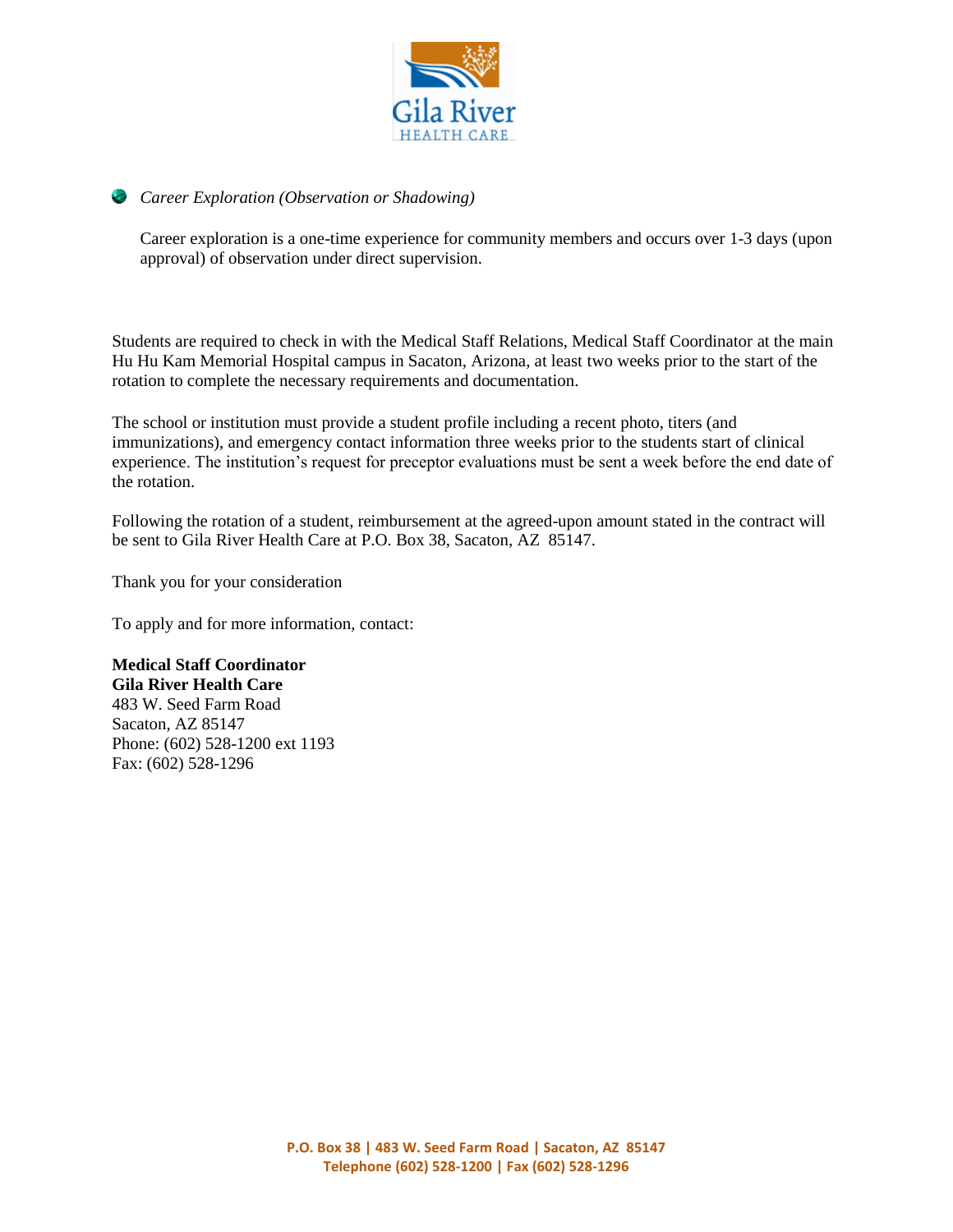- *Career Exploration (Observation or Shadowing)*

  Career exploration is a one-time experience for community members and occurs over 1-3 days (upon approval) of observation under direct supervision.

Students are required to check in with the Medical Staff Relations, Medical Staff Coordinator at the main Hu Hu Kam Memorial Hospital campus in Sacaton, Arizona, at least two weeks prior to the start of the rotation to complete the necessary requirements and documentation.

The school or institution must provide a student profile including a recent photo, titers (and immunizations), and emergency contact information three weeks prior to the students start of clinical experience. The institution's request for preceptor evaluations must be sent a week before the end date of the rotation.

Following the rotation of a student, reimbursement at the agreed-upon amount stated in the contract will be sent to Gila River Health Care at P.O. Box 38, Sacaton, AZ 85147.

Thank you for your consideration

To apply and for more information, contact:

**Medical Staff Coordinator**
**Gila River Health Care**
483 W. Seed Farm Road
Sacaton, AZ 85147
Phone: (602) 528-1200 ext 1193
Fax: (602) 528-1296